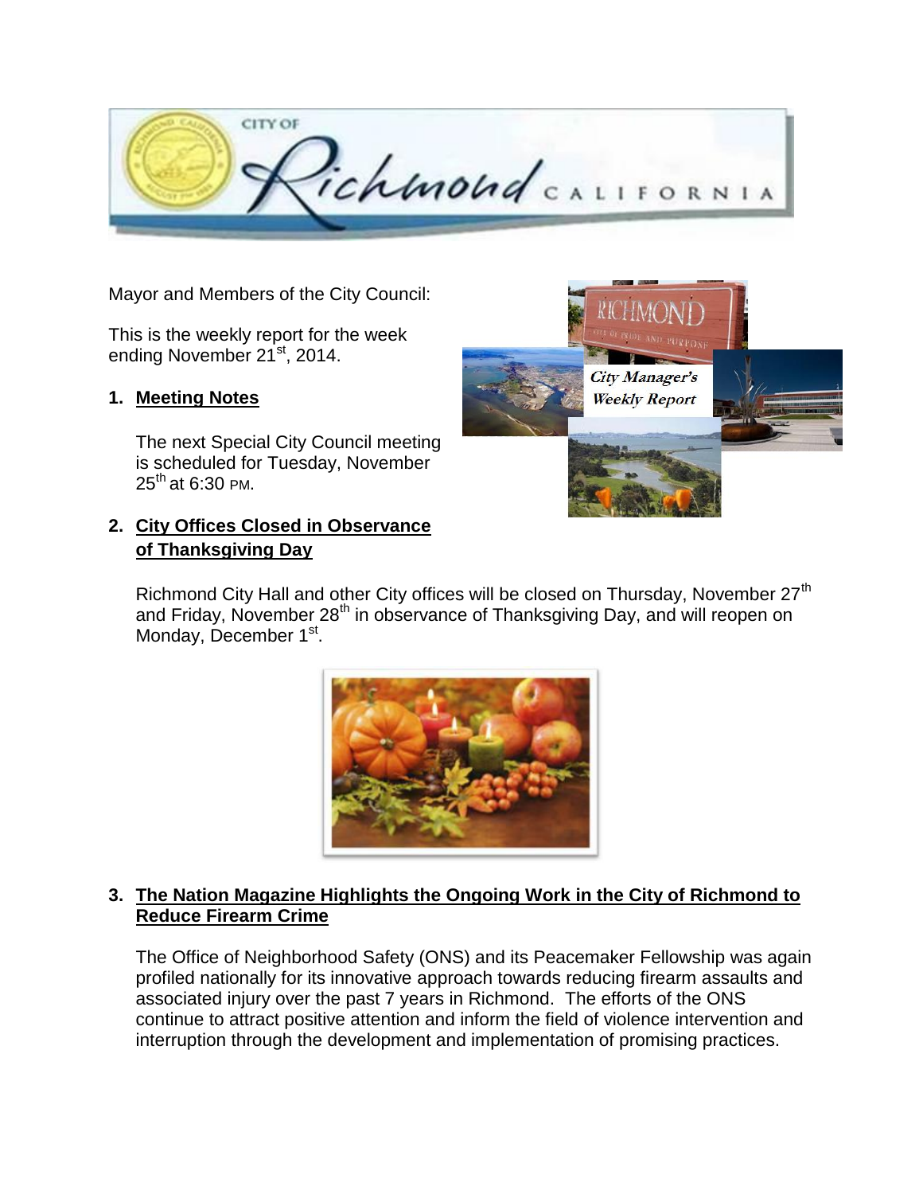Mayor and Members of the City Council:

This is the weekly report for the week ending November 21st, 2014.

1. **Meeting Notes**

   The next Special City Council meeting is scheduled for Tuesday, November 25th at 6:30 PM.

2. **City Offices Closed in Observance of Thanksgiving Day**

   Richmond City Hall and other City offices will be closed on Thursday, November 27th and Friday, November 28th in observance of Thanksgiving Day, and will reopen on Monday, December 1st.

3. **The Nation Magazine Highlights the Ongoing Work in the City of Richmond to Reduce Firearm Crime**

   The Office of Neighborhood Safety (ONS) and its Peacemaker Fellowship was again profiled nationally for its innovative approach towards reducing firearm assaults and associated injury over the past 7 years in Richmond. The efforts of the ONS continue to attract positive attention and inform the field of violence intervention and interruption through the development and implementation of promising practices.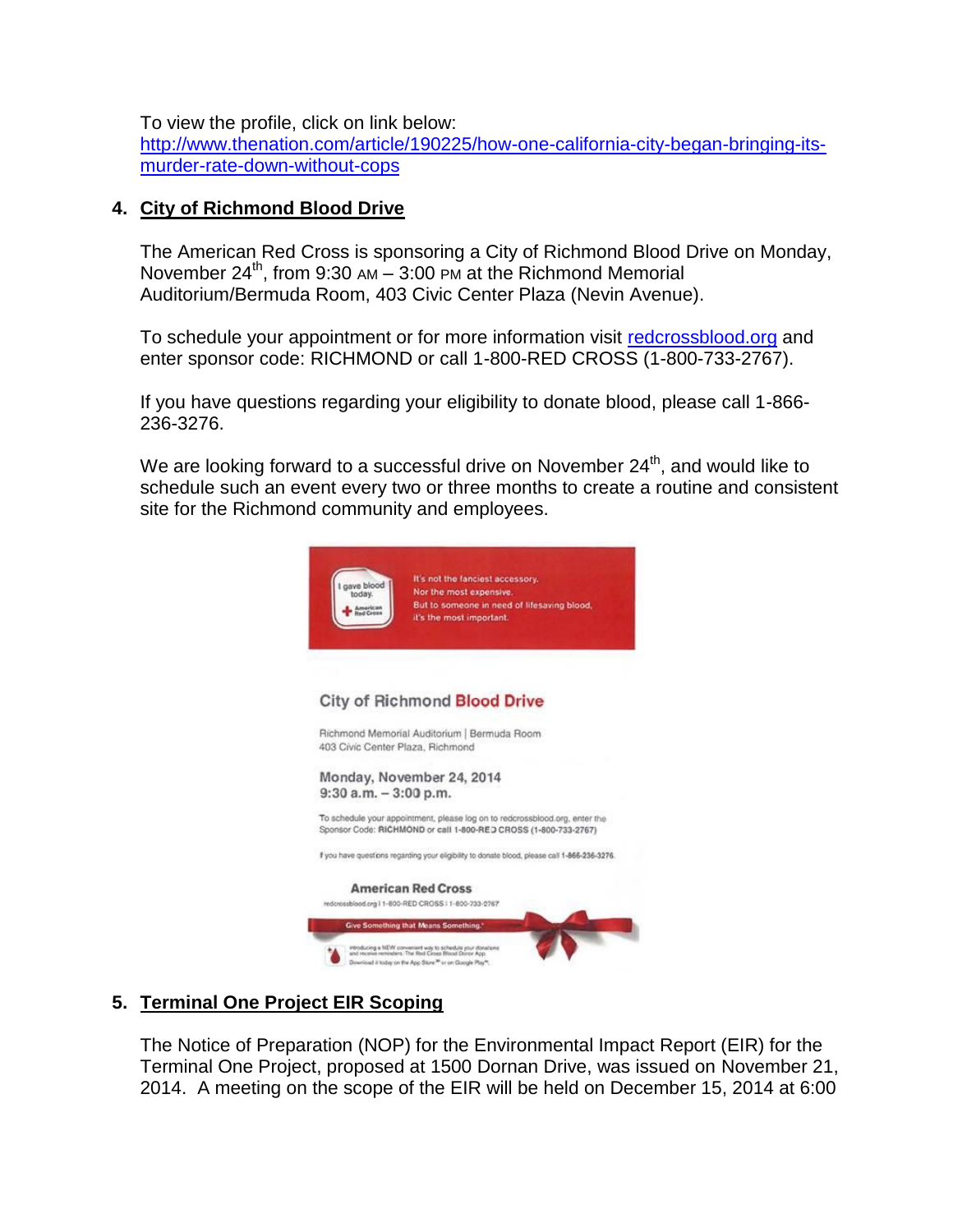To view the profile, click on link below:
http://www.thenation.com/article/190225/how-one-california-city-began-bringing-its-murder-rate-down-without-cops

4. **City of Richmond Blood Drive**

The American Red Cross is sponsoring a City of Richmond Blood Drive on Monday, November 24th, from 9:30 AM – 3:00 PM at the Richmond Memorial Auditorium/Bermuda Room, 403 Civic Center Plaza (Nevin Avenue).

To schedule your appointment or for more information visit redcrossblood.org and enter sponsor code: RICHMOND or call 1-800-RED CROSS (1-800-733-2767).

If you have questions regarding your eligibility to donate blood, please call 1-866-236-3276.

We are looking forward to a successful drive on November 24th, and would like to schedule such an event every two or three months to create a routine and consistent site for the Richmond community and employees.

I gave blood today. American Red Cross

It's not the fanciest accessory.
Nor the most expensive.
But to someone in need of lifesaving blood, it's the most important.

City of Richmond **Blood Drive**

Richmond Memorial Auditorium | Bermuda Room
403 Civic Center Plaza, Richmond

Monday, November 24, 2014
9:30 a.m. – 3:00 p.m.

To schedule your appointment, please log on to redcrossblood.org, enter the Sponsor Code: **RICHMOND** or call **1-800-RED CROSS (1-800-733-2767)**

If you have questions regarding your eligibility to donate blood, please call **1-866-236-3276**.

**American Red Cross**
redcrossblood.org | 1-800-RED CROSS | 1-800-733-2767

Give Something that Means Something.®

Introducing a NEW convenient way to schedule your donations and receive reminders. The Red Cross Blood Donor App. Download it today on the App Store℠ or on Google Play™.

5. **Terminal One Project EIR Scoping**

The Notice of Preparation (NOP) for the Environmental Impact Report (EIR) for the Terminal One Project, proposed at 1500 Dornan Drive, was issued on November 21, 2014. A meeting on the scope of the EIR will be held on December 15, 2014 at 6:00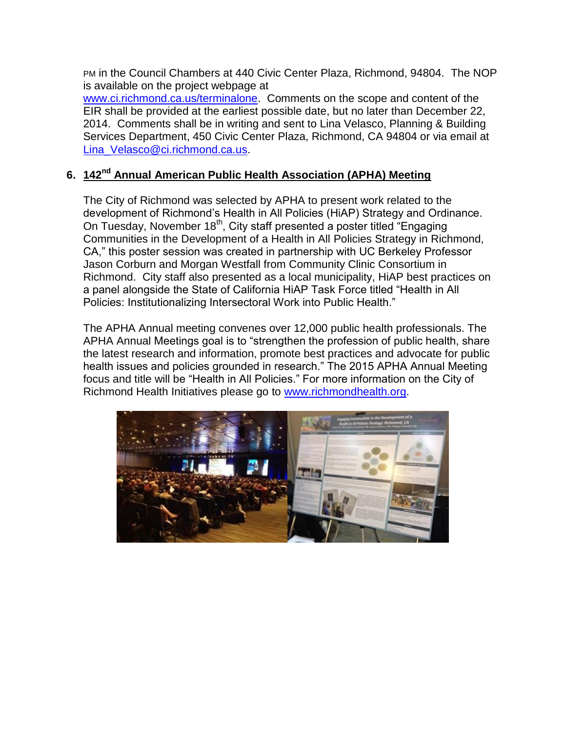PM in the Council Chambers at 440 Civic Center Plaza, Richmond, 94804. The NOP is available on the project webpage at www.ci.richmond.ca.us/terminalone. Comments on the scope and content of the EIR shall be provided at the earliest possible date, but no later than December 22, 2014. Comments shall be in writing and sent to Lina Velasco, Planning & Building Services Department, 450 Civic Center Plaza, Richmond, CA 94804 or via email at Lina_Velasco@ci.richmond.ca.us.

## 6. 142nd Annual American Public Health Association (APHA) Meeting

The City of Richmond was selected by APHA to present work related to the development of Richmond's Health in All Policies (HiAP) Strategy and Ordinance. On Tuesday, November 18th, City staff presented a poster titled "Engaging Communities in the Development of a Health in All Policies Strategy in Richmond, CA," this poster session was created in partnership with UC Berkeley Professor Jason Corburn and Morgan Westfall from Community Clinic Consortium in Richmond. City staff also presented as a local municipality, HiAP best practices on a panel alongside the State of California HiAP Task Force titled "Health in All Policies: Institutionalizing Intersectoral Work into Public Health."

The APHA Annual meeting convenes over 12,000 public health professionals. The APHA Annual Meetings goal is to "strengthen the profession of public health, share the latest research and information, promote best practices and advocate for public health issues and policies grounded in research." The 2015 APHA Annual Meeting focus and title will be "Health in All Policies." For more information on the City of Richmond Health Initiatives please go to www.richmondhealth.org.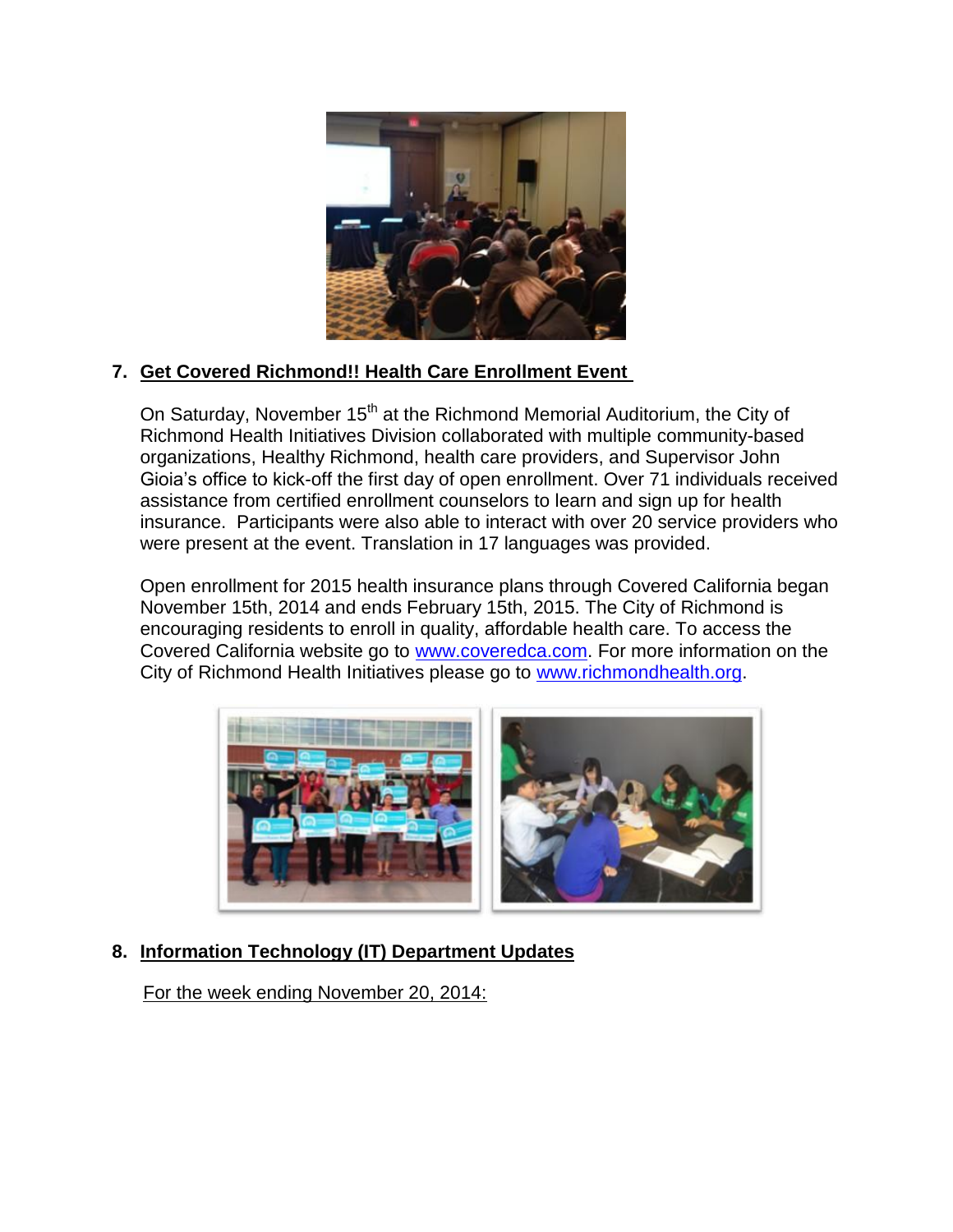7. **Get Covered Richmond!! Health Care Enrollment Event**

On Saturday, November 15th at the Richmond Memorial Auditorium, the City of Richmond Health Initiatives Division collaborated with multiple community-based organizations, Healthy Richmond, health care providers, and Supervisor John Gioia's office to kick-off the first day of open enrollment. Over 71 individuals received assistance from certified enrollment counselors to learn and sign up for health insurance. Participants were also able to interact with over 20 service providers who were present at the event. Translation in 17 languages was provided.

Open enrollment for 2015 health insurance plans through Covered California began November 15th, 2014 and ends February 15th, 2015. The City of Richmond is encouraging residents to enroll in quality, affordable health care. To access the Covered California website go to www.coveredca.com. For more information on the City of Richmond Health Initiatives please go to www.richmondhealth.org.

8. **Information Technology (IT) Department Updates**

For the week ending November 20, 2014: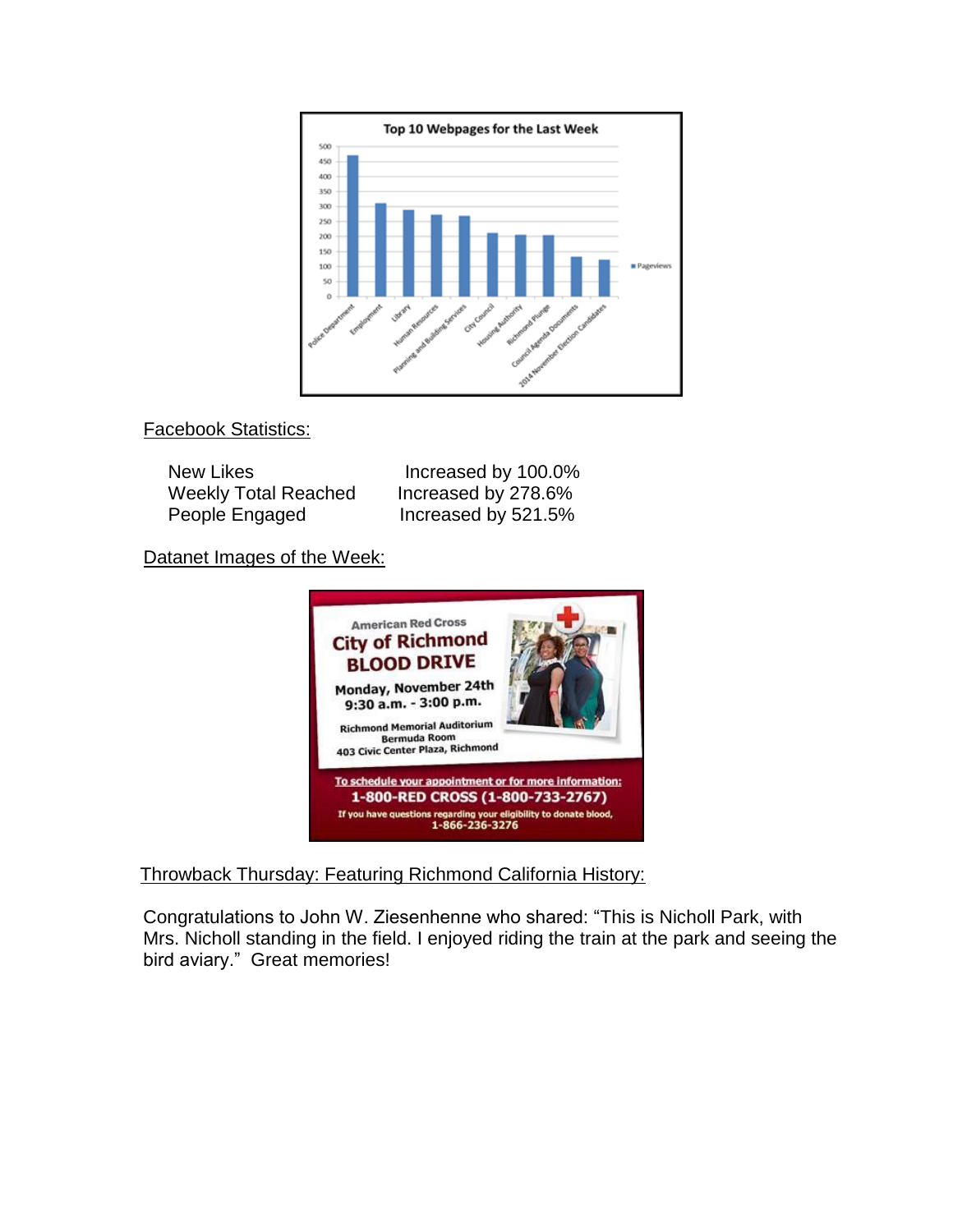Top 10 Webpages for the Last Week

| Page | Pageviews |
|---|---|
| Police Department | ~470 |
| Employment | ~310 |
| Library | ~290 |
| Human Resources | ~270 |
| Planning and Building Services | ~270 |
| City Council | ~210 |
| Housing Authority | ~205 |
| Richmond Plunge | ~205 |
| Council Agenda Documents | ~130 |
| 2014 November Election Candidates | ~120 |

<u>Facebook Statistics:</u>

| | |
|---|---|
| New Likes | Increased by 100.0% |
| Weekly Total Reached | Increased by 278.6% |
| People Engaged | Increased by 521.5% |

<u>Datanet Images of the Week:</u>

American Red Cross
**City of Richmond BLOOD DRIVE**
**Monday, November 24th**
**9:30 a.m. - 3:00 p.m.**
Richmond Memorial Auditorium
Bermuda Room
403 Civic Center Plaza, Richmond

To schedule your appointment or for more information:
**1-800-RED CROSS (1-800-733-2767)**
If you have questions regarding your eligibility to donate blood, 1-866-236-3276

<u>Throwback Thursday: Featuring Richmond California History:</u>

Congratulations to John W. Ziesenhenne who shared: "This is Nicholl Park, with Mrs. Nicholl standing in the field. I enjoyed riding the train at the park and seeing the bird aviary." Great memories!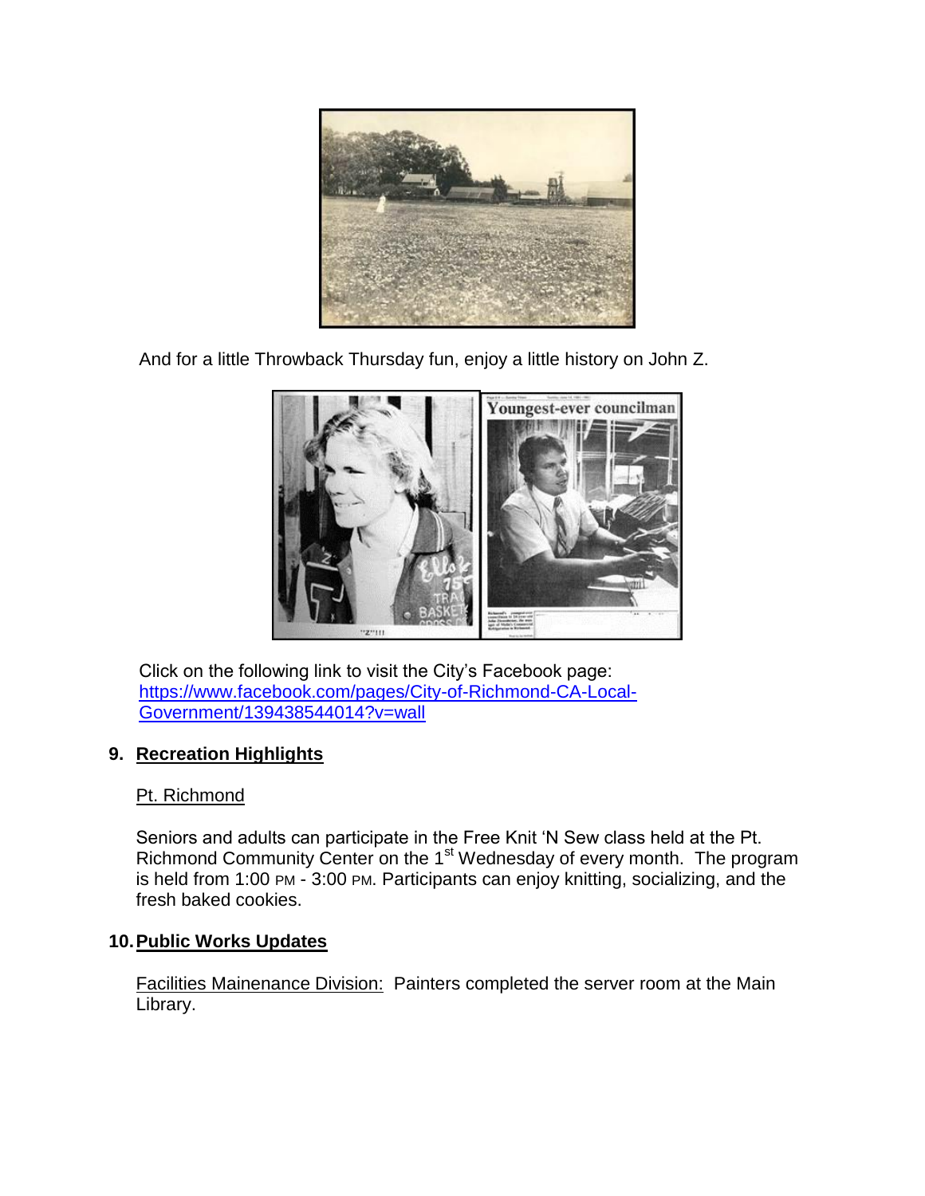And for a little Throwback Thursday fun, enjoy a little history on John Z.

Click on the following link to visit the City's Facebook page: [https://www.facebook.com/pages/City-of-Richmond-CA-Local-Government/139438544014?v=wall](https://www.facebook.com/pages/City-of-Richmond-CA-Local-Government/139438544014?v=wall)

## 9. Recreation Highlights

Pt. Richmond

Seniors and adults can participate in the Free Knit 'N Sew class held at the Pt. Richmond Community Center on the 1st Wednesday of every month. The program is held from 1:00 PM - 3:00 PM. Participants can enjoy knitting, socializing, and the fresh baked cookies.

## 10. Public Works Updates

Facilities Mainenance Division: Painters completed the server room at the Main Library.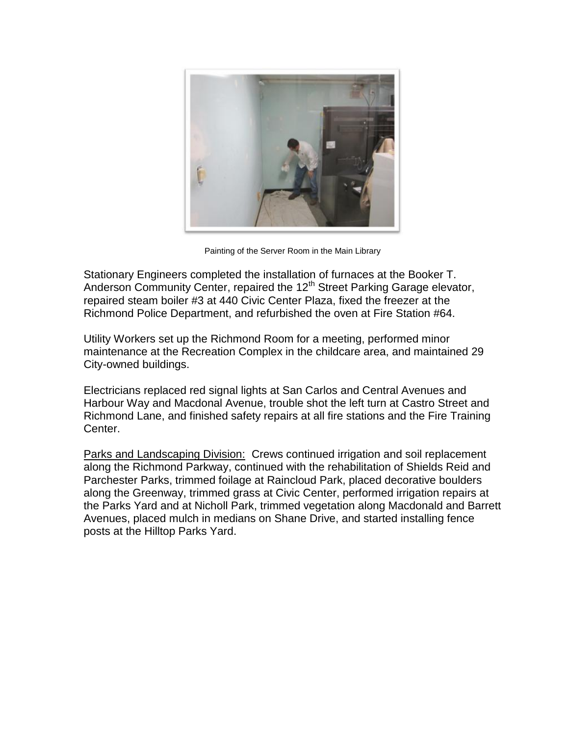Painting of the Server Room in the Main Library

Stationary Engineers completed the installation of furnaces at the Booker T. Anderson Community Center, repaired the 12th Street Parking Garage elevator, repaired steam boiler #3 at 440 Civic Center Plaza, fixed the freezer at the Richmond Police Department, and refurbished the oven at Fire Station #64.

Utility Workers set up the Richmond Room for a meeting, performed minor maintenance at the Recreation Complex in the childcare area, and maintained 29 City-owned buildings.

Electricians replaced red signal lights at San Carlos and Central Avenues and Harbour Way and Macdonal Avenue, trouble shot the left turn at Castro Street and Richmond Lane, and finished safety repairs at all fire stations and the Fire Training Center.

Parks and Landscaping Division: Crews continued irrigation and soil replacement along the Richmond Parkway, continued with the rehabilitation of Shields Reid and Parchester Parks, trimmed foilage at Raincloud Park, placed decorative boulders along the Greenway, trimmed grass at Civic Center, performed irrigation repairs at the Parks Yard and at Nicholl Park, trimmed vegetation along Macdonald and Barrett Avenues, placed mulch in medians on Shane Drive, and started installing fence posts at the Hilltop Parks Yard.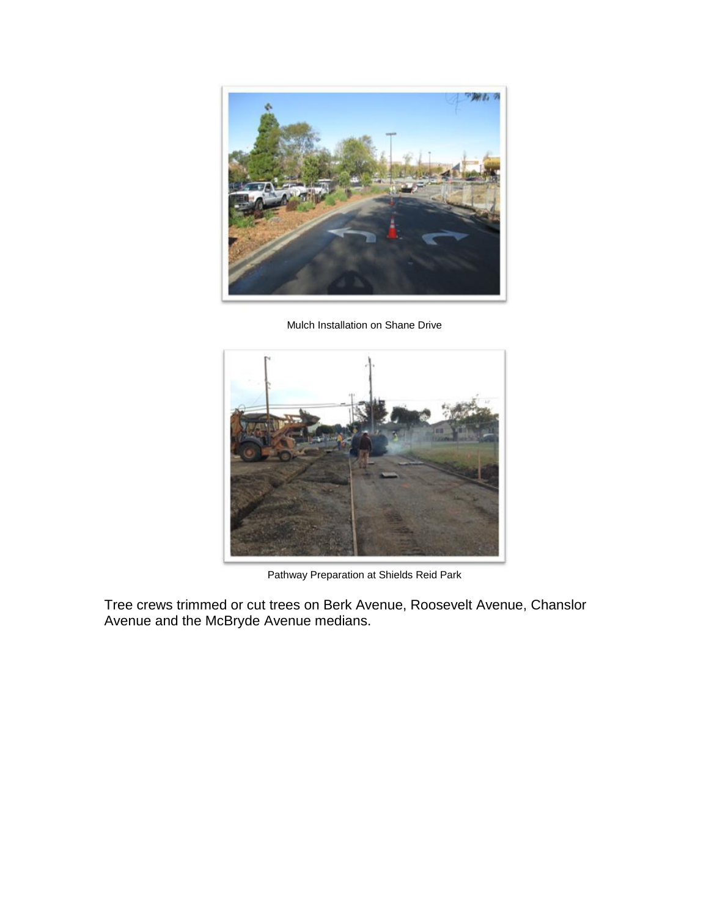Mulch Installation on Shane Drive

Pathway Preparation at Shields Reid Park

Tree crews trimmed or cut trees on Berk Avenue, Roosevelt Avenue, Chanslor Avenue and the McBryde Avenue medians.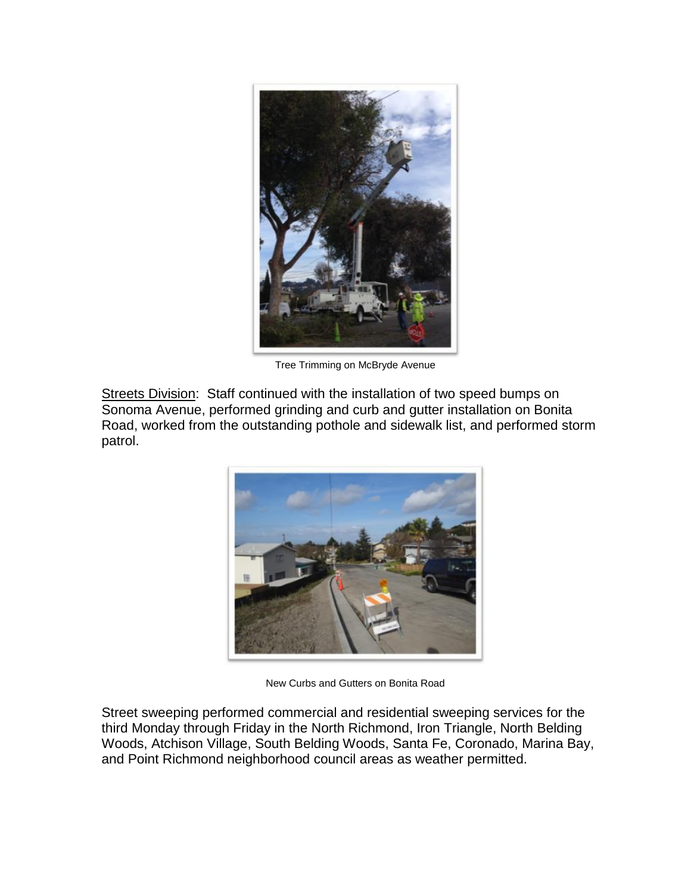Tree Trimming on McBryde Avenue

<u>Streets Division</u>: Staff continued with the installation of two speed bumps on Sonoma Avenue, performed grinding and curb and gutter installation on Bonita Road, worked from the outstanding pothole and sidewalk list, and performed storm patrol.

New Curbs and Gutters on Bonita Road

Street sweeping performed commercial and residential sweeping services for the third Monday through Friday in the North Richmond, Iron Triangle, North Belding Woods, Atchison Village, South Belding Woods, Santa Fe, Coronado, Marina Bay, and Point Richmond neighborhood council areas as weather permitted.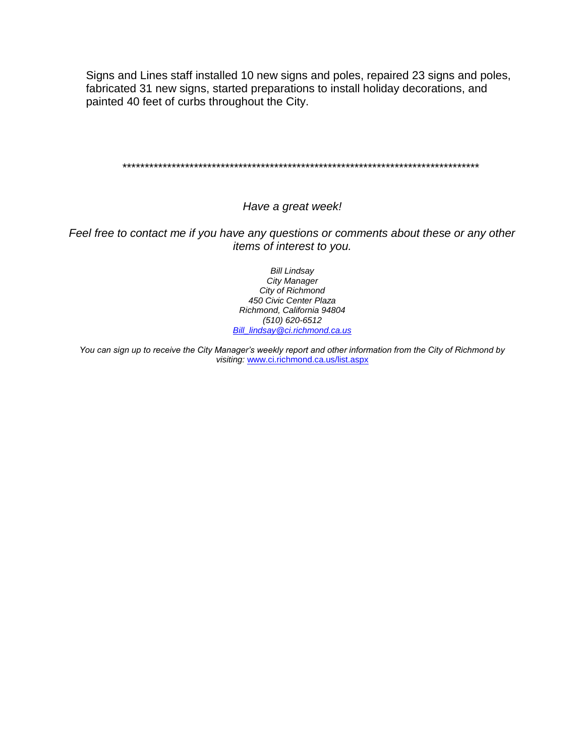Signs and Lines staff installed 10 new signs and poles, repaired 23 signs and poles, fabricated 31 new signs, started preparations to install holiday decorations, and painted 40 feet of curbs throughout the City.

*********************************************************************************

*Have a great week!*

*Feel free to contact me if you have any questions or comments about these or any other items of interest to you.*

*Bill Lindsay*
*City Manager*
*City of Richmond*
*450 Civic Center Plaza*
*Richmond, California 94804*
*(510) 620-6512*
*[Bill_lindsay@ci.richmond.ca.us](mailto:Bill_lindsay@ci.richmond.ca.us)*

*You can sign up to receive the City Manager's weekly report and other information from the City of Richmond by visiting:* [www.ci.richmond.ca.us/list.aspx](http://www.ci.richmond.ca.us/list.aspx)